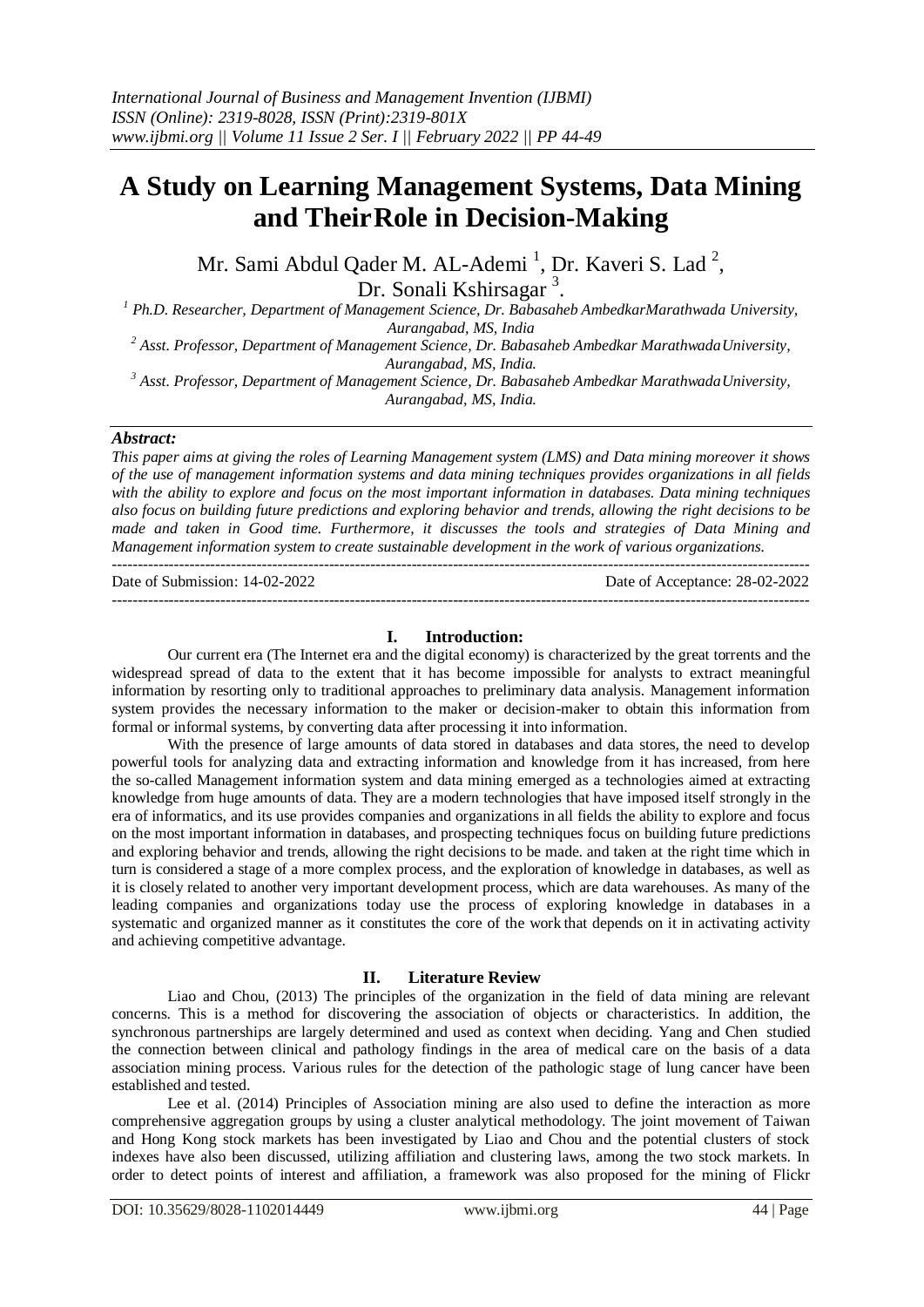# A Study on Learning Management Systems, Data Mining and TheirRole in Decision-Making

Mr. Sami Abdul Qader M. AL-Ademi [1], Dr. Kaveri S. Lad [2], Dr. Sonali Kshirsagar [3].

[1] *Ph.D. Researcher, Department of Management Science, Dr. Babasaheb AmbedkarMarathwada University, Aurangabad, MS, India*

[2] *Asst. Professor, Department of Management Science, Dr. Babasaheb Ambedkar MarathwadaUniversity, Aurangabad, MS, India.*

[3] *Asst. Professor, Department of Management Science, Dr. Babasaheb Ambedkar MarathwadaUniversity, Aurangabad, MS, India.*

***Abstract:***

*This paper aims at giving the roles of Learning Management system (LMS) and Data mining moreover it shows of the use of management information systems and data mining techniques provides organizations in all fields with the ability to explore and focus on the most important information in databases. Data mining techniques also focus on building future predictions and exploring behavior and trends, allowing the right decisions to be made and taken in Good time. Furthermore, it discusses the tools and strategies of Data Mining and Management information system to create sustainable development in the work of various organizations.*

---

Date of Submission: 14-02-2022 Date of Acceptance: 28-02-2022

---

## I. Introduction:

Our current era (The Internet era and the digital economy) is characterized by the great torrents and the widespread spread of data to the extent that it has become impossible for analysts to extract meaningful information by resorting only to traditional approaches to preliminary data analysis. Management information system provides the necessary information to the maker or decision-maker to obtain this information from formal or informal systems, by converting data after processing it into information.

With the presence of large amounts of data stored in databases and data stores, the need to develop powerful tools for analyzing data and extracting information and knowledge from it has increased, from here the so-called Management information system and data mining emerged as a technologies aimed at extracting knowledge from huge amounts of data. They are a modern technologies that have imposed itself strongly in the era of informatics, and its use provides companies and organizations in all fields the ability to explore and focus on the most important information in databases, and prospecting techniques focus on building future predictions and exploring behavior and trends, allowing the right decisions to be made. and taken at the right time which in turn is considered a stage of a more complex process, and the exploration of knowledge in databases, as well as it is closely related to another very important development process, which are data warehouses. As many of the leading companies and organizations today use the process of exploring knowledge in databases in a systematic and organized manner as it constitutes the core of the work that depends on it in activating activity and achieving competitive advantage.

## II. Literature Review

Liao and Chou, (2013) The principles of the organization in the field of data mining are relevant concerns. This is a method for discovering the association of objects or characteristics. In addition, the synchronous partnerships are largely determined and used as context when deciding. Yang and Chen studied the connection between clinical and pathology findings in the area of medical care on the basis of a data association mining process. Various rules for the detection of the pathologic stage of lung cancer have been established and tested.

Lee et al. (2014) Principles of Association mining are also used to define the interaction as more comprehensive aggregation groups by using a cluster analytical methodology. The joint movement of Taiwan and Hong Kong stock markets has been investigated by Liao and Chou and the potential clusters of stock indexes have also been discussed, utilizing affiliation and clustering laws, among the two stock markets. In order to detect points of interest and affiliation, a framework was also proposed for the mining of Flickr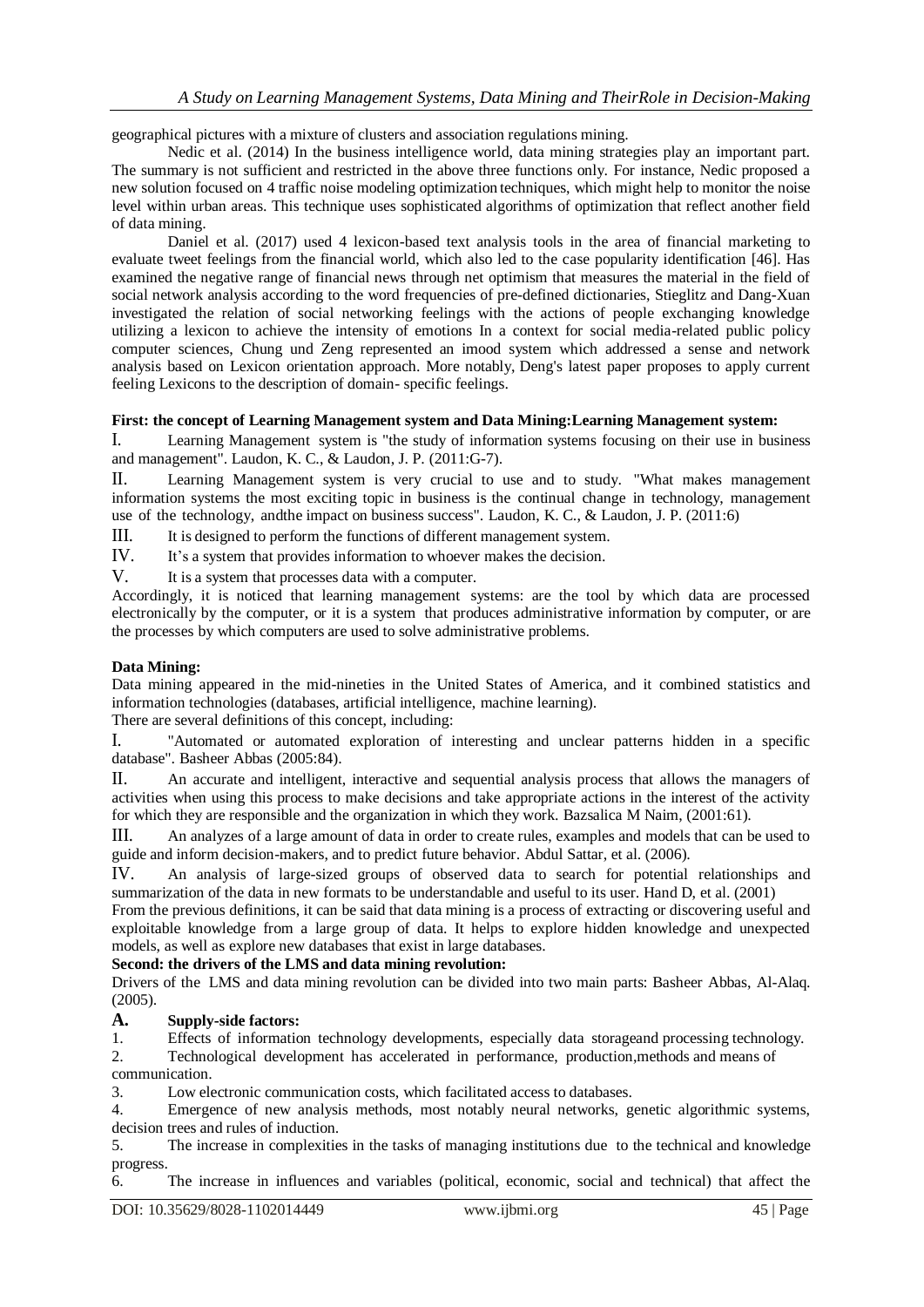geographical pictures with a mixture of clusters and association regulations mining.

Nedic et al. (2014) In the business intelligence world, data mining strategies play an important part. The summary is not sufficient and restricted in the above three functions only. For instance, Nedic proposed a new solution focused on 4 traffic noise modeling optimization techniques, which might help to monitor the noise level within urban areas. This technique uses sophisticated algorithms of optimization that reflect another field of data mining.

Daniel et al. (2017) used 4 lexicon-based text analysis tools in the area of financial marketing to evaluate tweet feelings from the financial world, which also led to the case popularity identification [46]. Has examined the negative range of financial news through net optimism that measures the material in the field of social network analysis according to the word frequencies of pre-defined dictionaries, Stieglitz and Dang-Xuan investigated the relation of social networking feelings with the actions of people exchanging knowledge utilizing a lexicon to achieve the intensity of emotions In a context for social media-related public policy computer sciences, Chung und Zeng represented an imood system which addressed a sense and network analysis based on Lexicon orientation approach. More notably, Deng's latest paper proposes to apply current feeling Lexicons to the description of domain- specific feelings.

**First: the concept of Learning Management system and Data Mining:Learning Management system:**

I. Learning Management system is "the study of information systems focusing on their use in business and management". Laudon, K. C., & Laudon, J. P. (2011:G-7).

II. Learning Management system is very crucial to use and to study. "What makes management information systems the most exciting topic in business is the continual change in technology, management use of the technology, andthe impact on business success". Laudon, K. C., & Laudon, J. P. (2011:6)

III. It is designed to perform the functions of different management system.

IV. It's a system that provides information to whoever makes the decision.

V. It is a system that processes data with a computer.

Accordingly, it is noticed that learning management systems: are the tool by which data are processed electronically by the computer, or it is a system that produces administrative information by computer, or are the processes by which computers are used to solve administrative problems.

**Data Mining:**

Data mining appeared in the mid-nineties in the United States of America, and it combined statistics and information technologies (databases, artificial intelligence, machine learning).

There are several definitions of this concept, including:

I. "Automated or automated exploration of interesting and unclear patterns hidden in a specific database". Basheer Abbas (2005:84).

II. An accurate and intelligent, interactive and sequential analysis process that allows the managers of activities when using this process to make decisions and take appropriate actions in the interest of the activity for which they are responsible and the organization in which they work. Bazsalica M Naim, (2001:61).

III. An analyzes of a large amount of data in order to create rules, examples and models that can be used to guide and inform decision-makers, and to predict future behavior. Abdul Sattar, et al. (2006).

IV. An analysis of large-sized groups of observed data to search for potential relationships and summarization of the data in new formats to be understandable and useful to its user. Hand D, et al. (2001)

From the previous definitions, it can be said that data mining is a process of extracting or discovering useful and exploitable knowledge from a large group of data. It helps to explore hidden knowledge and unexpected models, as well as explore new databases that exist in large databases.

**Second: the drivers of the LMS and data mining revolution:**

Drivers of the LMS and data mining revolution can be divided into two main parts: Basheer Abbas, Al-Alaq. (2005).

**A. Supply-side factors:**

1. Effects of information technology developments, especially data storageand processing technology.
2. Technological development has accelerated in performance, production,methods and means of communication.
3. Low electronic communication costs, which facilitated access to databases.
4. Emergence of new analysis methods, most notably neural networks, genetic algorithmic systems, decision trees and rules of induction.
5. The increase in complexities in the tasks of managing institutions due to the technical and knowledge progress.
6. The increase in influences and variables (political, economic, social and technical) that affect the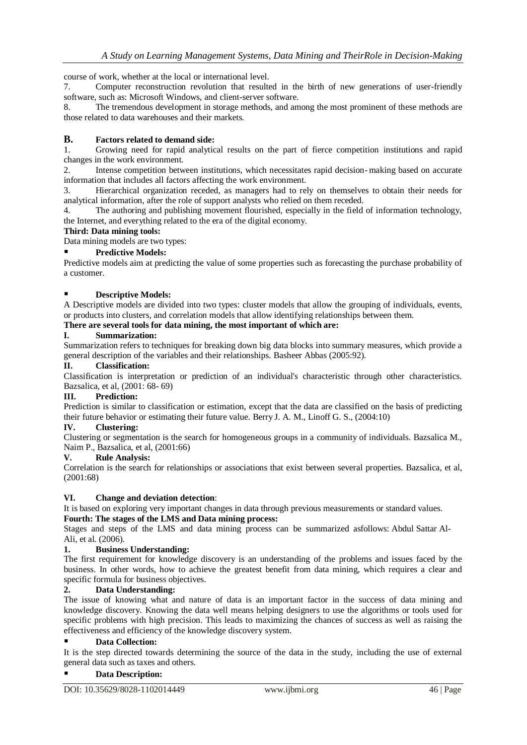course of work, whether at the local or international level.

7. Computer reconstruction revolution that resulted in the birth of new generations of user-friendly software, such as: Microsoft Windows, and client-server software.

8. The tremendous development in storage methods, and among the most prominent of these methods are those related to data warehouses and their markets.

## B. Factors related to demand side:

1. Growing need for rapid analytical results on the part of fierce competition institutions and rapid changes in the work environment.
2. Intense competition between institutions, which necessitates rapid decision-making based on accurate information that includes all factors affecting the work environment.
3. Hierarchical organization receded, as managers had to rely on themselves to obtain their needs for analytical information, after the role of support analysts who relied on them receded.
4. The authoring and publishing movement flourished, especially in the field of information technology, the Internet, and everything related to the era of the digital economy.

**Third: Data mining tools:**

Data mining models are two types:

- **Predictive Models:**

Predictive models aim at predicting the value of some properties such as forecasting the purchase probability of a customer.

- **Descriptive Models:**

A Descriptive models are divided into two types: cluster models that allow the grouping of individuals, events, or products into clusters, and correlation models that allow identifying relationships between them.

**There are several tools for data mining, the most important of which are:**

**I. Summarization:**

Summarization refers to techniques for breaking down big data blocks into summary measures, which provide a general description of the variables and their relationships. Basheer Abbas (2005:92).

**II. Classification:**

Classification is interpretation or prediction of an individual's characteristic through other characteristics. Bazsalica, et al, (2001: 68- 69)

**III. Prediction:**

Prediction is similar to classification or estimation, except that the data are classified on the basis of predicting their future behavior or estimating their future value. Berry J. A. M., Linoff G. S., (2004:10)

**IV. Clustering:**

Clustering or segmentation is the search for homogeneous groups in a community of individuals. Bazsalica M., Naim P., Bazsalica, et al, (2001:66)

**V. Rule Analysis:**

Correlation is the search for relationships or associations that exist between several properties. Bazsalica, et al, (2001:68)

**VI. Change and deviation detection**:

It is based on exploring very important changes in data through previous measurements or standard values.

**Fourth: The stages of the LMS and Data mining process:**

Stages and steps of the LMS and data mining process can be summarized asfollows: Abdul Sattar Al-Ali, et al. (2006).

**1. Business Understanding:**

The first requirement for knowledge discovery is an understanding of the problems and issues faced by the business. In other words, how to achieve the greatest benefit from data mining, which requires a clear and specific formula for business objectives.

**2. Data Understanding:**

The issue of knowing what and nature of data is an important factor in the success of data mining and knowledge discovery. Knowing the data well means helping designers to use the algorithms or tools used for specific problems with high precision. This leads to maximizing the chances of success as well as raising the effectiveness and efficiency of the knowledge discovery system.

- **Data Collection:**

It is the step directed towards determining the source of the data in the study, including the use of external general data such as taxes and others.

- **Data Description:**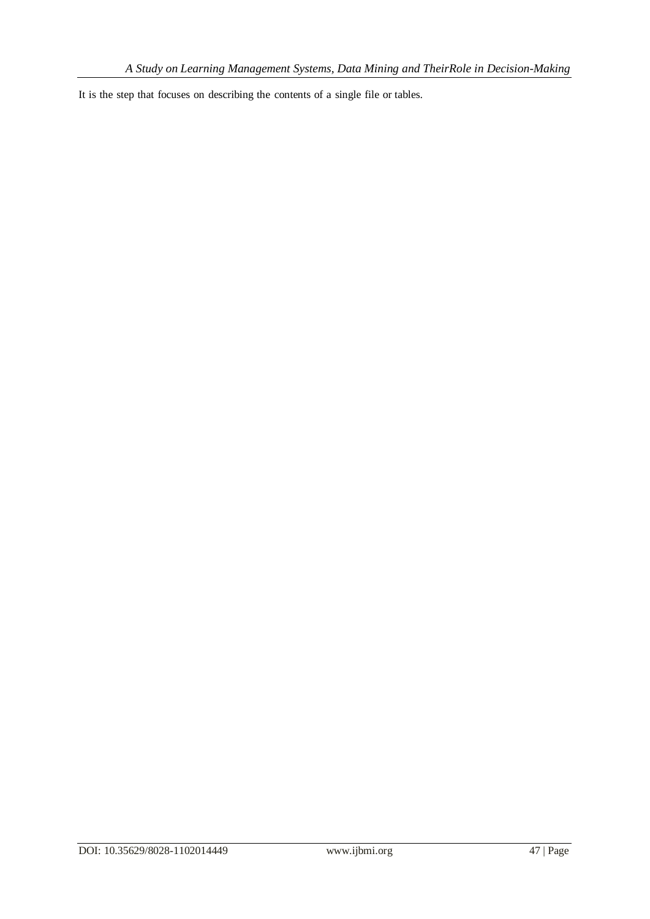It is the step that focuses on describing the contents of a single file or tables.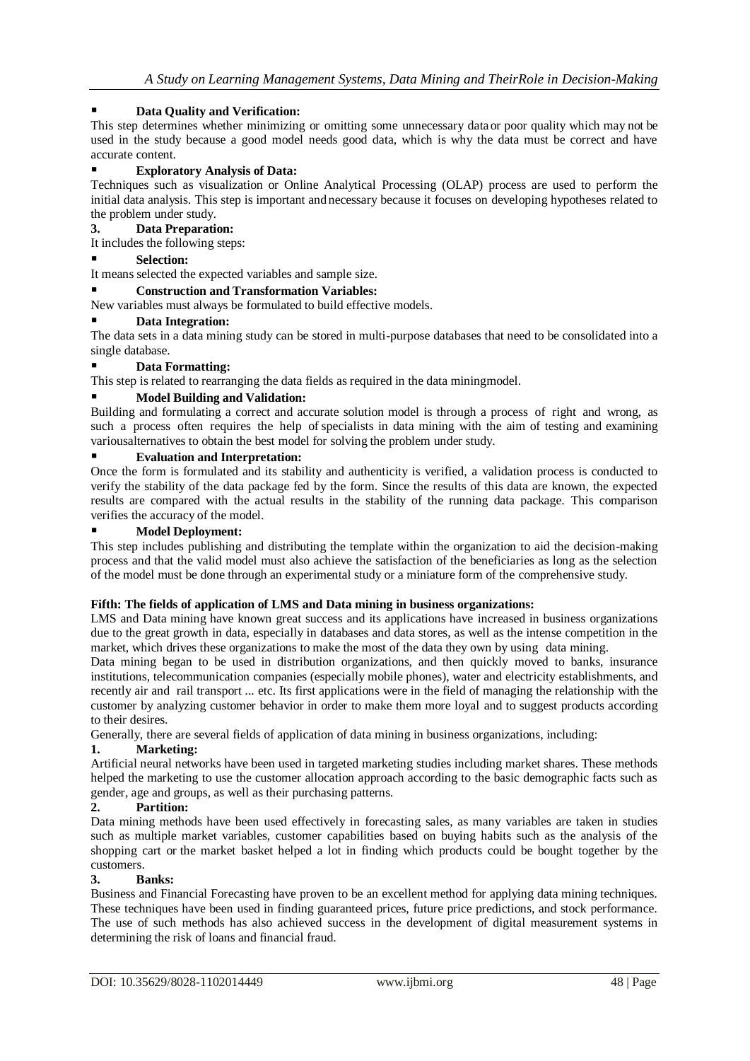- **Data Quality and Verification:**

This step determines whether minimizing or omitting some unnecessary data or poor quality which may not be used in the study because a good model needs good data, which is why the data must be correct and have accurate content.

- **Exploratory Analysis of Data:**

Techniques such as visualization or Online Analytical Processing (OLAP) process are used to perform the initial data analysis. This step is important and necessary because it focuses on developing hypotheses related to the problem under study.

**3. Data Preparation:**

It includes the following steps:

- **Selection:**

It means selected the expected variables and sample size.

- **Construction and Transformation Variables:**

New variables must always be formulated to build effective models.

- **Data Integration:**

The data sets in a data mining study can be stored in multi-purpose databases that need to be consolidated into a single database.

- **Data Formatting:**

This step is related to rearranging the data fields as required in the data miningmodel.

- **Model Building and Validation:**

Building and formulating a correct and accurate solution model is through a process of right and wrong, as such a process often requires the help of specialists in data mining with the aim of testing and examining variousalternatives to obtain the best model for solving the problem under study.

- **Evaluation and Interpretation:**

Once the form is formulated and its stability and authenticity is verified, a validation process is conducted to verify the stability of the data package fed by the form. Since the results of this data are known, the expected results are compared with the actual results in the stability of the running data package. This comparison verifies the accuracy of the model.

- **Model Deployment:**

This step includes publishing and distributing the template within the organization to aid the decision-making process and that the valid model must also achieve the satisfaction of the beneficiaries as long as the selection of the model must be done through an experimental study or a miniature form of the comprehensive study.

**Fifth: The fields of application of LMS and Data mining in business organizations:**

LMS and Data mining have known great success and its applications have increased in business organizations due to the great growth in data, especially in databases and data stores, as well as the intense competition in the market, which drives these organizations to make the most of the data they own by using data mining.

Data mining began to be used in distribution organizations, and then quickly moved to banks, insurance institutions, telecommunication companies (especially mobile phones), water and electricity establishments, and recently air and rail transport ... etc. Its first applications were in the field of managing the relationship with the customer by analyzing customer behavior in order to make them more loyal and to suggest products according to their desires.

Generally, there are several fields of application of data mining in business organizations, including:

**1. Marketing:**

Artificial neural networks have been used in targeted marketing studies including market shares. These methods helped the marketing to use the customer allocation approach according to the basic demographic facts such as gender, age and groups, as well as their purchasing patterns.

**2. Partition:**

Data mining methods have been used effectively in forecasting sales, as many variables are taken in studies such as multiple market variables, customer capabilities based on buying habits such as the analysis of the shopping cart or the market basket helped a lot in finding which products could be bought together by the customers.

**3. Banks:**

Business and Financial Forecasting have proven to be an excellent method for applying data mining techniques. These techniques have been used in finding guaranteed prices, future price predictions, and stock performance. The use of such methods has also achieved success in the development of digital measurement systems in determining the risk of loans and financial fraud.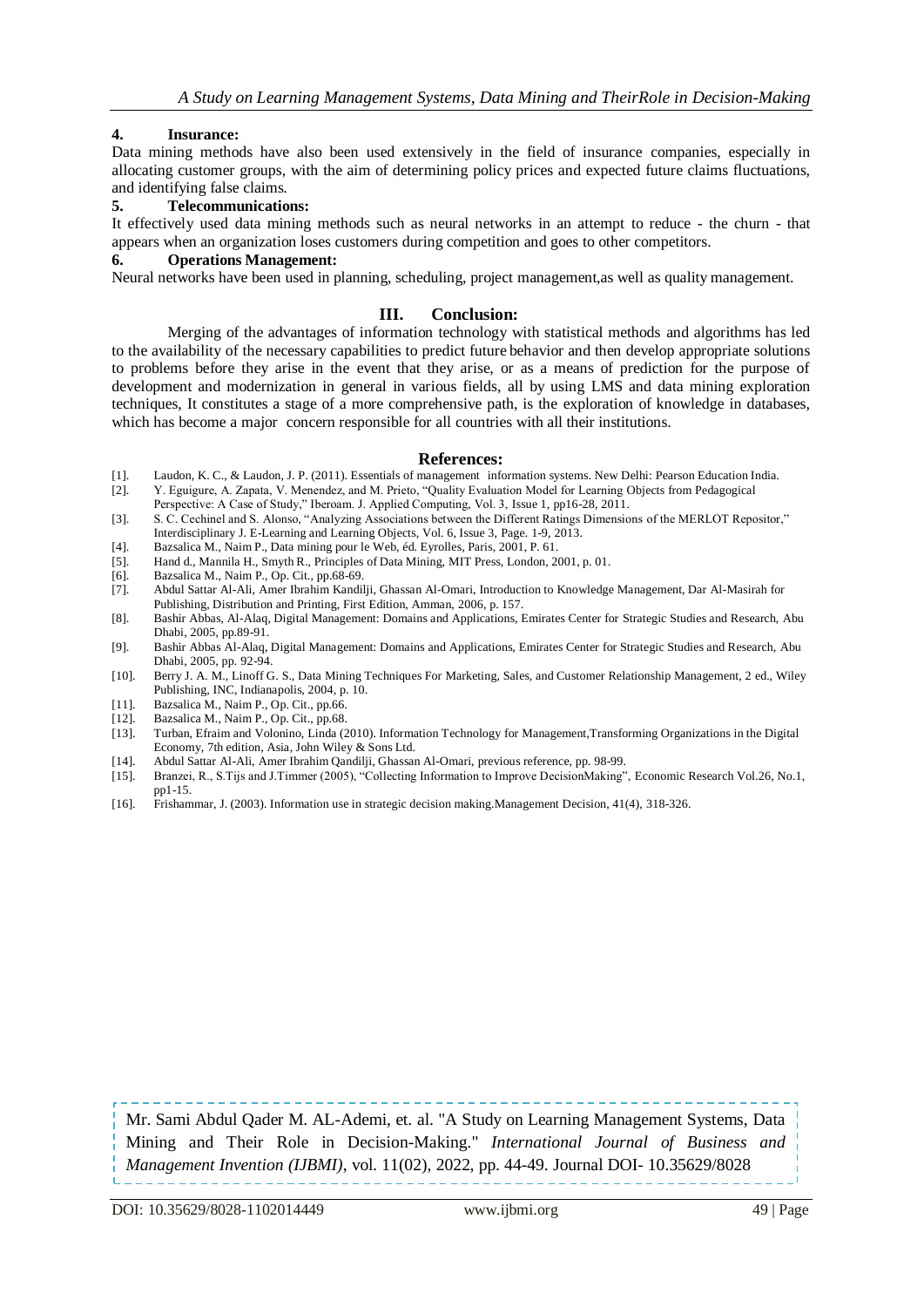#### 4. Insurance:

Data mining methods have also been used extensively in the field of insurance companies, especially in allocating customer groups, with the aim of determining policy prices and expected future claims fluctuations, and identifying false claims.

#### 5. Telecommunications:

It effectively used data mining methods such as neural networks in an attempt to reduce - the churn - that appears when an organization loses customers during competition and goes to other competitors.

#### 6. Operations Management:

Neural networks have been used in planning, scheduling, project management,as well as quality management.

## III. Conclusion:

Merging of the advantages of information technology with statistical methods and algorithms has led to the availability of the necessary capabilities to predict future behavior and then develop appropriate solutions to problems before they arise in the event that they arise, or as a means of prediction for the purpose of development and modernization in general in various fields, all by using LMS and data mining exploration techniques, It constitutes a stage of a more comprehensive path, is the exploration of knowledge in databases, which has become a major concern responsible for all countries with all their institutions.

## References:

[1]. Laudon, K. C., & Laudon, J. P. (2011). Essentials of management information systems. New Delhi: Pearson Education India.

[2]. Y. Eguigure, A. Zapata, V. Menendez, and M. Prieto, "Quality Evaluation Model for Learning Objects from Pedagogical Perspective: A Case of Study," Iberoam. J. Applied Computing, Vol. 3, Issue 1, pp16-28, 2011.

[3]. S. C. Cechinel and S. Alonso, "Analyzing Associations between the Different Ratings Dimensions of the MERLOT Repositor," Interdisciplinary J. E-Learning and Learning Objects, Vol. 6, Issue 3, Page. 1-9, 2013.

[4]. Bazsalica M., Naim P., Data mining pour le Web, éd. Eyrolles, Paris, 2001, P. 61.

[5]. Hand d., Mannila H., Smyth R., Principles of Data Mining, MIT Press, London, 2001, p. 01.

[6]. Bazsalica M., Naim P., Op. Cit., pp.68-69.

[7]. Abdul Sattar Al-Ali, Amer Ibrahim Kandilji, Ghassan Al-Omari, Introduction to Knowledge Management, Dar Al-Masirah for Publishing, Distribution and Printing, First Edition, Amman, 2006, p. 157.

[8]. Bashir Abbas, Al-Alaq, Digital Management: Domains and Applications, Emirates Center for Strategic Studies and Research, Abu Dhabi, 2005, pp.89-91.

[9]. Bashir Abbas Al-Alaq, Digital Management: Domains and Applications, Emirates Center for Strategic Studies and Research, Abu Dhabi, 2005, pp. 92-94.

[10]. Berry J. A. M., Linoff G. S., Data Mining Techniques For Marketing, Sales, and Customer Relationship Management, 2 ed., Wiley Publishing, INC, Indianapolis, 2004, p. 10.

[11]. Bazsalica M., Naim P., Op. Cit., pp.66.

[12]. Bazsalica M., Naim P., Op. Cit., pp.68.

[13]. Turban, Efraim and Volonino, Linda (2010). Information Technology for Management,Transforming Organizations in the Digital Economy, 7th edition, Asia, John Wiley & Sons Ltd.

[14]. Abdul Sattar Al-Ali, Amer Ibrahim Qandilji, Ghassan Al-Omari, previous reference, pp. 98-99.

[15]. Branzei, R., S.Tijs and J.Timmer (2005), "Collecting Information to Improve DecisionMaking", Economic Research Vol.26, No.1, pp1-15.

[16]. Frishammar, J. (2003). Information use in strategic decision making.Management Decision, 41(4), 318-326.

Mr. Sami Abdul Qader M. AL-Ademi, et. al. "A Study on Learning Management Systems, Data Mining and Their Role in Decision-Making." *International Journal of Business and Management Invention (IJBMI)*, vol. 11(02), 2022, pp. 44-49. Journal DOI- 10.35629/8028